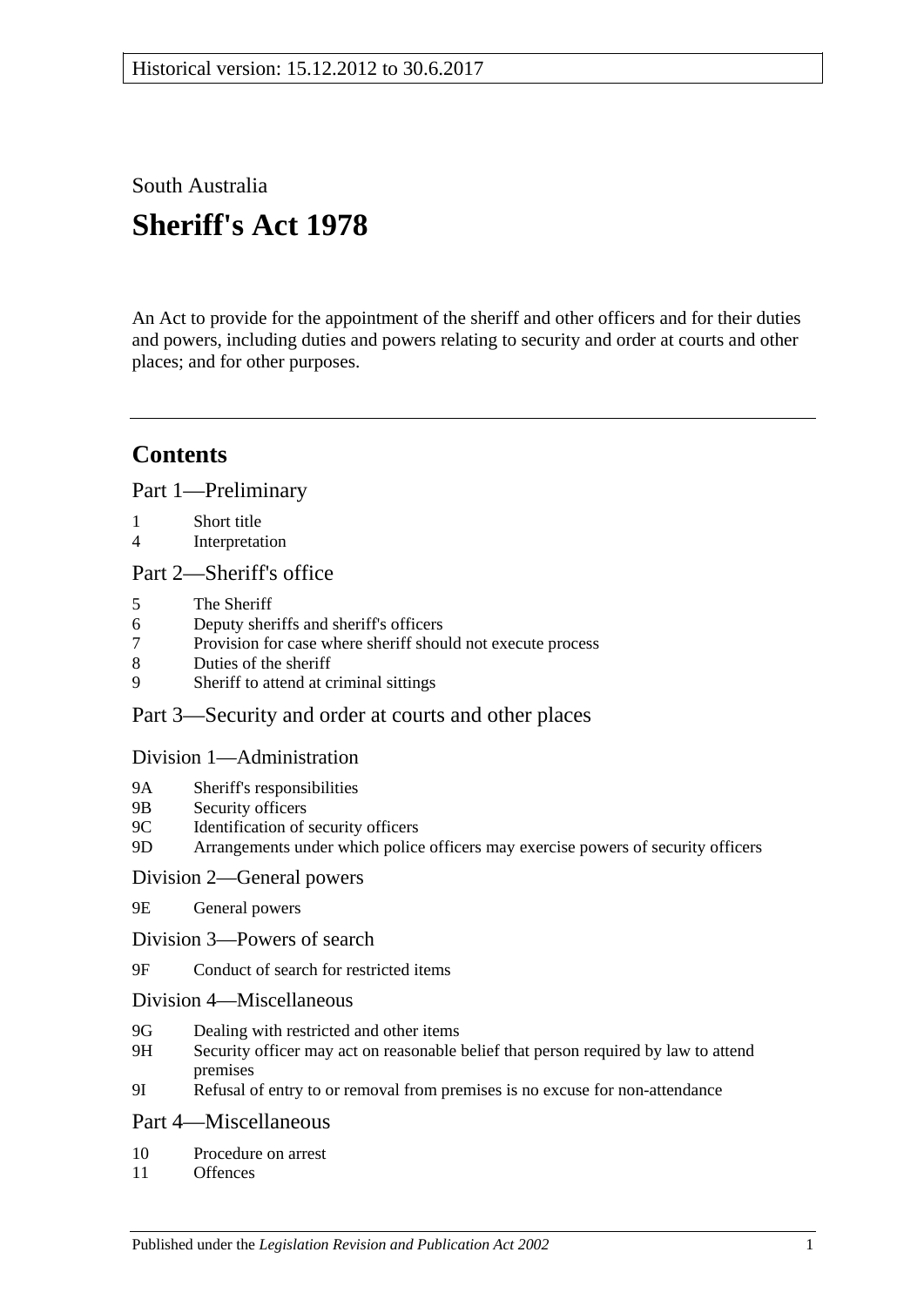Historical version: 15.12.2012 to 30.6.2017

South Australia

# Sheriff's Act 1978

An Act to provide for the appointment of the sheriff and other officers and for their duties and powers, including duties and powers relating to security and order at courts and other places; and for other purposes.

## Contents

### Part 1—Preliminary

1 Short title
4 Interpretation

### Part 2—Sheriff's office

5 The Sheriff
6 Deputy sheriffs and sheriff's officers
7 Provision for case where sheriff should not execute process
8 Duties of the sheriff
9 Sheriff to attend at criminal sittings

### Part 3—Security and order at courts and other places

#### Division 1—Administration

9A Sheriff's responsibilities
9B Security officers
9C Identification of security officers
9D Arrangements under which police officers may exercise powers of security officers

#### Division 2—General powers

9E General powers

#### Division 3—Powers of search

9F Conduct of search for restricted items

#### Division 4—Miscellaneous

9G Dealing with restricted and other items
9H Security officer may act on reasonable belief that person required by law to attend premises
9I Refusal of entry to or removal from premises is no excuse for non-attendance

### Part 4—Miscellaneous

10 Procedure on arrest
11 Offences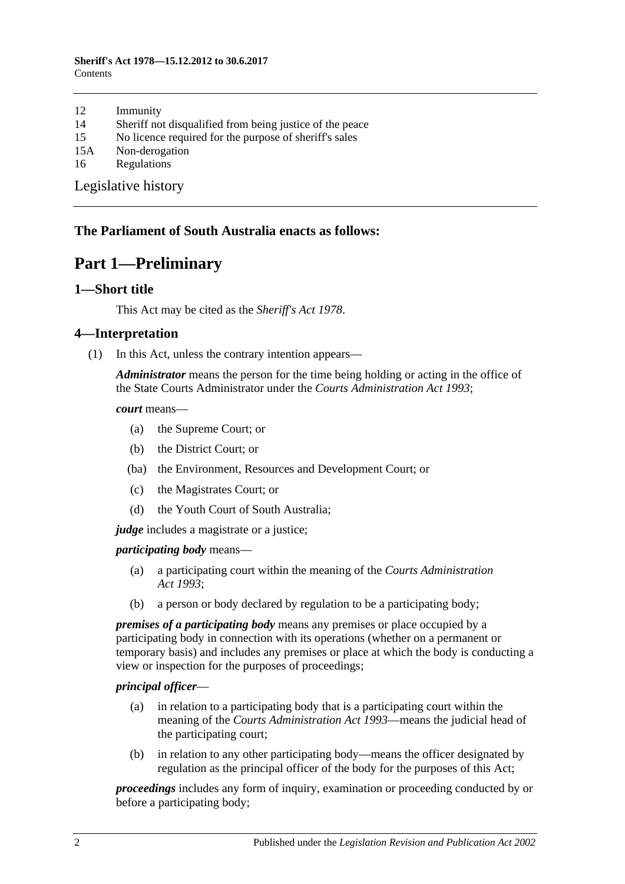12 Immunity
14 Sheriff not disqualified from being justice of the peace
15 No licence required for the purpose of sheriff's sales
15A Non-derogation
16 Regulations

Legislative history

**The Parliament of South Australia enacts as follows:**

# Part 1—Preliminary

## 1—Short title

This Act may be cited as the *Sheriff's Act 1978*.

## 4—Interpretation

(1) In this Act, unless the contrary intention appears—

***Administrator*** means the person for the time being holding or acting in the office of the State Courts Administrator under the *Courts Administration Act 1993*;

***court*** means—

- (a) the Supreme Court; or
- (b) the District Court; or
- (ba) the Environment, Resources and Development Court; or
- (c) the Magistrates Court; or
- (d) the Youth Court of South Australia;

***judge*** includes a magistrate or a justice;

***participating body*** means—

- (a) a participating court within the meaning of the *Courts Administration Act 1993*;
- (b) a person or body declared by regulation to be a participating body;

***premises of a participating body*** means any premises or place occupied by a participating body in connection with its operations (whether on a permanent or temporary basis) and includes any premises or place at which the body is conducting a view or inspection for the purposes of proceedings;

***principal officer***—

- (a) in relation to a participating body that is a participating court within the meaning of the *Courts Administration Act 1993*—means the judicial head of the participating court;
- (b) in relation to any other participating body—means the officer designated by regulation as the principal officer of the body for the purposes of this Act;

***proceedings*** includes any form of inquiry, examination or proceeding conducted by or before a participating body;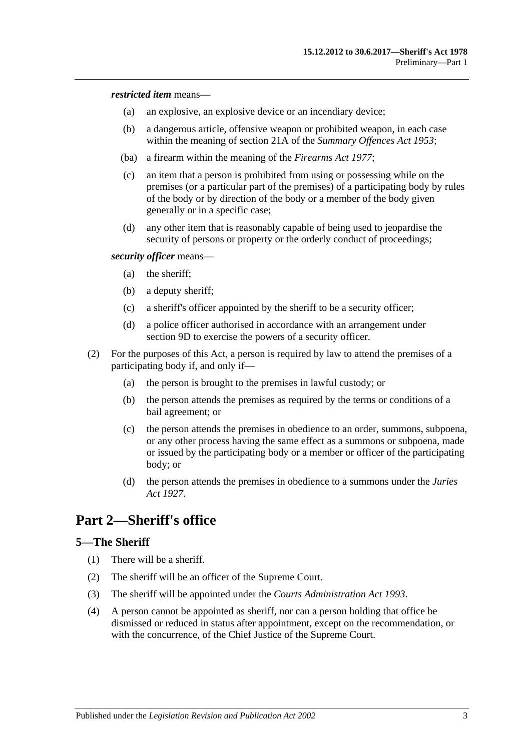***restricted item*** means—

- (a) an explosive, an explosive device or an incendiary device;
- (b) a dangerous article, offensive weapon or prohibited weapon, in each case within the meaning of section 21A of the *Summary Offences Act 1953*;
- (ba) a firearm within the meaning of the *Firearms Act 1977*;
- (c) an item that a person is prohibited from using or possessing while on the premises (or a particular part of the premises) of a participating body by rules of the body or by direction of the body or a member of the body given generally or in a specific case;
- (d) any other item that is reasonably capable of being used to jeopardise the security of persons or property or the orderly conduct of proceedings;

***security officer*** means—

- (a) the sheriff;
- (b) a deputy sheriff;
- (c) a sheriff's officer appointed by the sheriff to be a security officer;
- (d) a police officer authorised in accordance with an arrangement under section 9D to exercise the powers of a security officer.

(2) For the purposes of this Act, a person is required by law to attend the premises of a participating body if, and only if—

- (a) the person is brought to the premises in lawful custody; or
- (b) the person attends the premises as required by the terms or conditions of a bail agreement; or
- (c) the person attends the premises in obedience to an order, summons, subpoena, or any other process having the same effect as a summons or subpoena, made or issued by the participating body or a member or officer of the participating body; or
- (d) the person attends the premises in obedience to a summons under the *Juries Act 1927*.

# Part 2—Sheriff's office

## 5—The Sheriff

(1) There will be a sheriff.

(2) The sheriff will be an officer of the Supreme Court.

(3) The sheriff will be appointed under the *Courts Administration Act 1993*.

(4) A person cannot be appointed as sheriff, nor can a person holding that office be dismissed or reduced in status after appointment, except on the recommendation, or with the concurrence, of the Chief Justice of the Supreme Court.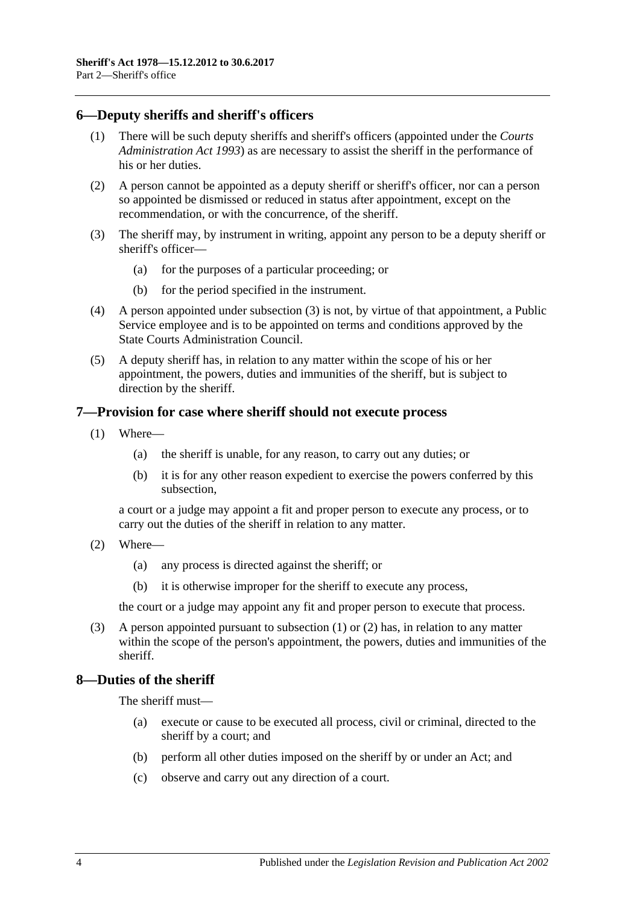## 6—Deputy sheriffs and sheriff's officers

(1) There will be such deputy sheriffs and sheriff's officers (appointed under the *Courts Administration Act 1993*) as are necessary to assist the sheriff in the performance of his or her duties.

(2) A person cannot be appointed as a deputy sheriff or sheriff's officer, nor can a person so appointed be dismissed or reduced in status after appointment, except on the recommendation, or with the concurrence, of the sheriff.

(3) The sheriff may, by instrument in writing, appoint any person to be a deputy sheriff or sheriff's officer—

- (a) for the purposes of a particular proceeding; or
- (b) for the period specified in the instrument.

(4) A person appointed under subsection (3) is not, by virtue of that appointment, a Public Service employee and is to be appointed on terms and conditions approved by the State Courts Administration Council.

(5) A deputy sheriff has, in relation to any matter within the scope of his or her appointment, the powers, duties and immunities of the sheriff, but is subject to direction by the sheriff.

## 7—Provision for case where sheriff should not execute process

(1) Where—

- (a) the sheriff is unable, for any reason, to carry out any duties; or
- (b) it is for any other reason expedient to exercise the powers conferred by this subsection,

a court or a judge may appoint a fit and proper person to execute any process, or to carry out the duties of the sheriff in relation to any matter.

(2) Where—

- (a) any process is directed against the sheriff; or
- (b) it is otherwise improper for the sheriff to execute any process,

the court or a judge may appoint any fit and proper person to execute that process.

(3) A person appointed pursuant to subsection (1) or (2) has, in relation to any matter within the scope of the person's appointment, the powers, duties and immunities of the sheriff.

## 8—Duties of the sheriff

The sheriff must—

- (a) execute or cause to be executed all process, civil or criminal, directed to the sheriff by a court; and
- (b) perform all other duties imposed on the sheriff by or under an Act; and
- (c) observe and carry out any direction of a court.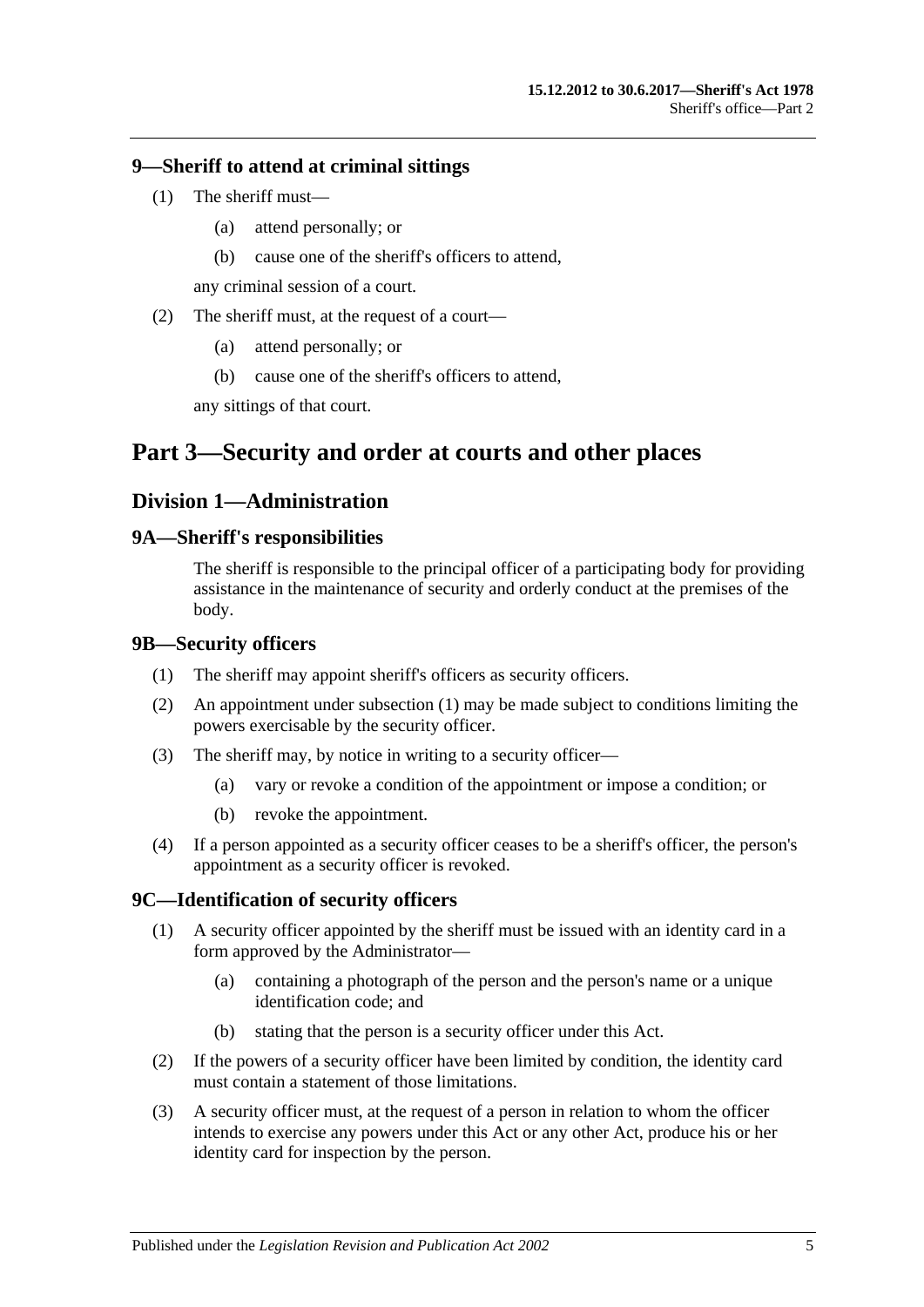### 9—Sheriff to attend at criminal sittings

(1) The sheriff must—

(a) attend personally; or

(b) cause one of the sheriff's officers to attend,

any criminal session of a court.

(2) The sheriff must, at the request of a court—

(a) attend personally; or

(b) cause one of the sheriff's officers to attend,

any sittings of that court.

# Part 3—Security and order at courts and other places

## Division 1—Administration

### 9A—Sheriff's responsibilities

The sheriff is responsible to the principal officer of a participating body for providing assistance in the maintenance of security and orderly conduct at the premises of the body.

### 9B—Security officers

(1) The sheriff may appoint sheriff's officers as security officers.

(2) An appointment under subsection (1) may be made subject to conditions limiting the powers exercisable by the security officer.

(3) The sheriff may, by notice in writing to a security officer—

(a) vary or revoke a condition of the appointment or impose a condition; or

(b) revoke the appointment.

(4) If a person appointed as a security officer ceases to be a sheriff's officer, the person's appointment as a security officer is revoked.

### 9C—Identification of security officers

(1) A security officer appointed by the sheriff must be issued with an identity card in a form approved by the Administrator—

(a) containing a photograph of the person and the person's name or a unique identification code; and

(b) stating that the person is a security officer under this Act.

(2) If the powers of a security officer have been limited by condition, the identity card must contain a statement of those limitations.

(3) A security officer must, at the request of a person in relation to whom the officer intends to exercise any powers under this Act or any other Act, produce his or her identity card for inspection by the person.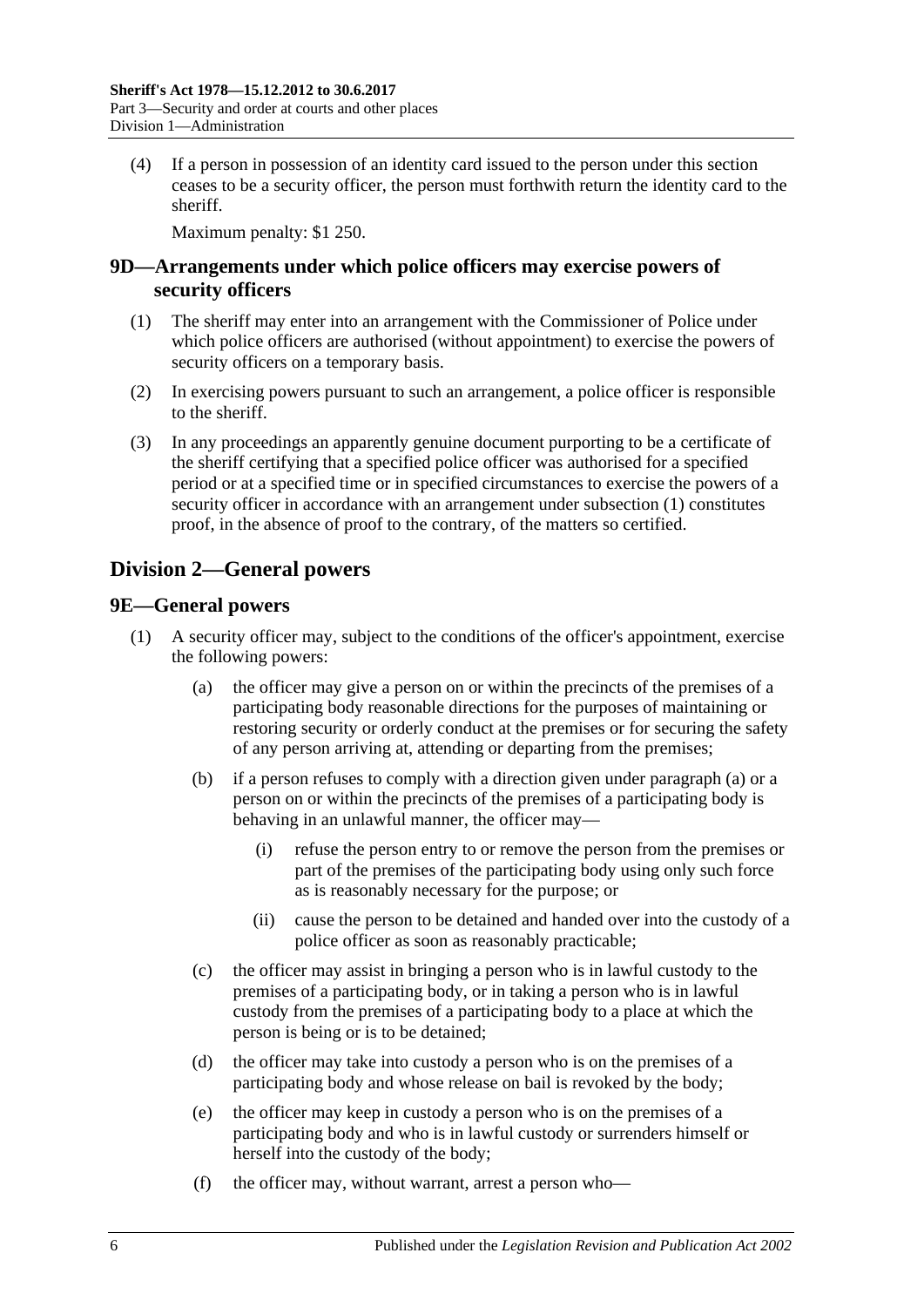(4) If a person in possession of an identity card issued to the person under this section ceases to be a security officer, the person must forthwith return the identity card to the sheriff.

Maximum penalty: $1 250.

## 9D—Arrangements under which police officers may exercise powers of security officers

(1) The sheriff may enter into an arrangement with the Commissioner of Police under which police officers are authorised (without appointment) to exercise the powers of security officers on a temporary basis.

(2) In exercising powers pursuant to such an arrangement, a police officer is responsible to the sheriff.

(3) In any proceedings an apparently genuine document purporting to be a certificate of the sheriff certifying that a specified police officer was authorised for a specified period or at a specified time or in specified circumstances to exercise the powers of a security officer in accordance with an arrangement under subsection (1) constitutes proof, in the absence of proof to the contrary, of the matters so certified.

# Division 2—General powers

## 9E—General powers

(1) A security officer may, subject to the conditions of the officer's appointment, exercise the following powers:

(a) the officer may give a person on or within the precincts of the premises of a participating body reasonable directions for the purposes of maintaining or restoring security or orderly conduct at the premises or for securing the safety of any person arriving at, attending or departing from the premises;

(b) if a person refuses to comply with a direction given under paragraph (a) or a person on or within the precincts of the premises of a participating body is behaving in an unlawful manner, the officer may—

(i) refuse the person entry to or remove the person from the premises or part of the premises of the participating body using only such force as is reasonably necessary for the purpose; or

(ii) cause the person to be detained and handed over into the custody of a police officer as soon as reasonably practicable;

(c) the officer may assist in bringing a person who is in lawful custody to the premises of a participating body, or in taking a person who is in lawful custody from the premises of a participating body to a place at which the person is being or is to be detained;

(d) the officer may take into custody a person who is on the premises of a participating body and whose release on bail is revoked by the body;

(e) the officer may keep in custody a person who is on the premises of a participating body and who is in lawful custody or surrenders himself or herself into the custody of the body;

(f) the officer may, without warrant, arrest a person who—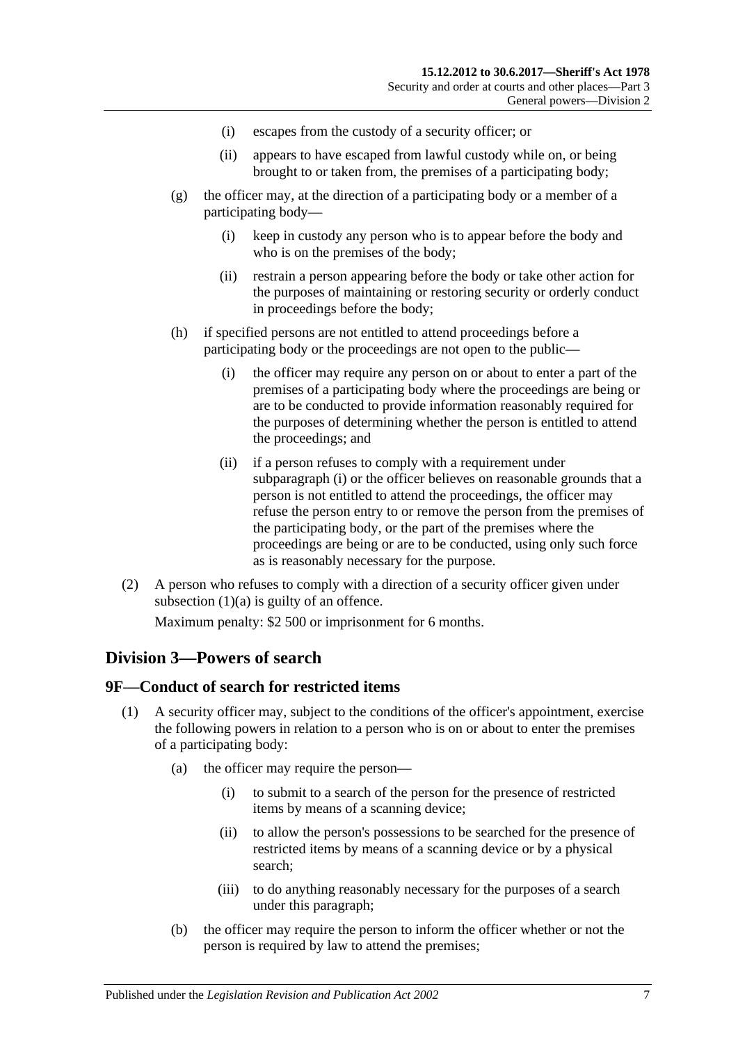(i) escapes from the custody of a security officer; or

(ii) appears to have escaped from lawful custody while on, or being brought to or taken from, the premises of a participating body;

(g) the officer may, at the direction of a participating body or a member of a participating body—

(i) keep in custody any person who is to appear before the body and who is on the premises of the body;

(ii) restrain a person appearing before the body or take other action for the purposes of maintaining or restoring security or orderly conduct in proceedings before the body;

(h) if specified persons are not entitled to attend proceedings before a participating body or the proceedings are not open to the public—

(i) the officer may require any person on or about to enter a part of the premises of a participating body where the proceedings are being or are to be conducted to provide information reasonably required for the purposes of determining whether the person is entitled to attend the proceedings; and

(ii) if a person refuses to comply with a requirement under subparagraph (i) or the officer believes on reasonable grounds that a person is not entitled to attend the proceedings, the officer may refuse the person entry to or remove the person from the premises of the participating body, or the part of the premises where the proceedings are being or are to be conducted, using only such force as is reasonably necessary for the purpose.

(2) A person who refuses to comply with a direction of a security officer given under subsection (1)(a) is guilty of an offence.

Maximum penalty: $2 500 or imprisonment for 6 months.

## Division 3—Powers of search

### 9F—Conduct of search for restricted items

(1) A security officer may, subject to the conditions of the officer's appointment, exercise the following powers in relation to a person who is on or about to enter the premises of a participating body:

(a) the officer may require the person—

(i) to submit to a search of the person for the presence of restricted items by means of a scanning device;

(ii) to allow the person's possessions to be searched for the presence of restricted items by means of a scanning device or by a physical search;

(iii) to do anything reasonably necessary for the purposes of a search under this paragraph;

(b) the officer may require the person to inform the officer whether or not the person is required by law to attend the premises;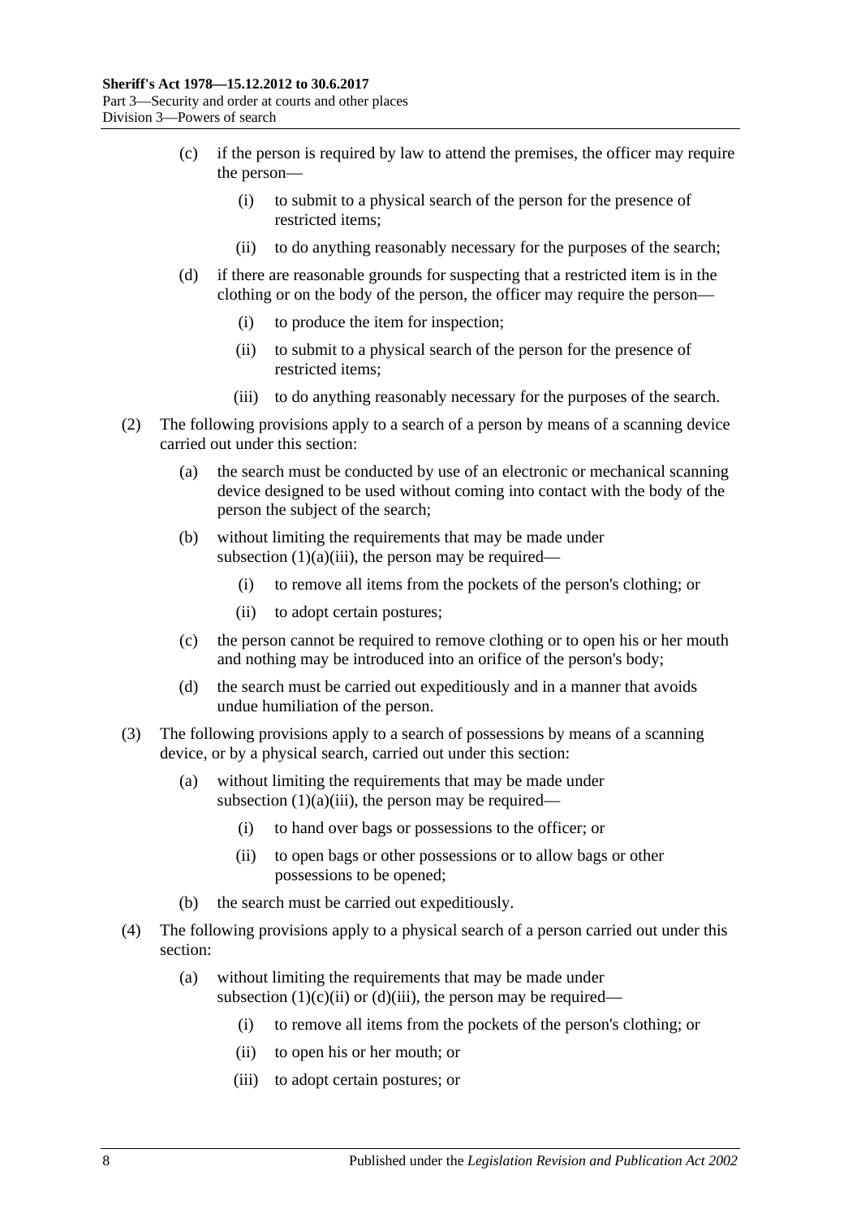(c) if the person is required by law to attend the premises, the officer may require the person—

(i) to submit to a physical search of the person for the presence of restricted items;

(ii) to do anything reasonably necessary for the purposes of the search;

(d) if there are reasonable grounds for suspecting that a restricted item is in the clothing or on the body of the person, the officer may require the person—

(i) to produce the item for inspection;

(ii) to submit to a physical search of the person for the presence of restricted items;

(iii) to do anything reasonably necessary for the purposes of the search.

(2) The following provisions apply to a search of a person by means of a scanning device carried out under this section:

(a) the search must be conducted by use of an electronic or mechanical scanning device designed to be used without coming into contact with the body of the person the subject of the search;

(b) without limiting the requirements that may be made under subsection (1)(a)(iii), the person may be required—

(i) to remove all items from the pockets of the person's clothing; or

(ii) to adopt certain postures;

(c) the person cannot be required to remove clothing or to open his or her mouth and nothing may be introduced into an orifice of the person's body;

(d) the search must be carried out expeditiously and in a manner that avoids undue humiliation of the person.

(3) The following provisions apply to a search of possessions by means of a scanning device, or by a physical search, carried out under this section:

(a) without limiting the requirements that may be made under subsection (1)(a)(iii), the person may be required—

(i) to hand over bags or possessions to the officer; or

(ii) to open bags or other possessions or to allow bags or other possessions to be opened;

(b) the search must be carried out expeditiously.

(4) The following provisions apply to a physical search of a person carried out under this section:

(a) without limiting the requirements that may be made under subsection (1)(c)(ii) or (d)(iii), the person may be required—

(i) to remove all items from the pockets of the person's clothing; or

(ii) to open his or her mouth; or

(iii) to adopt certain postures; or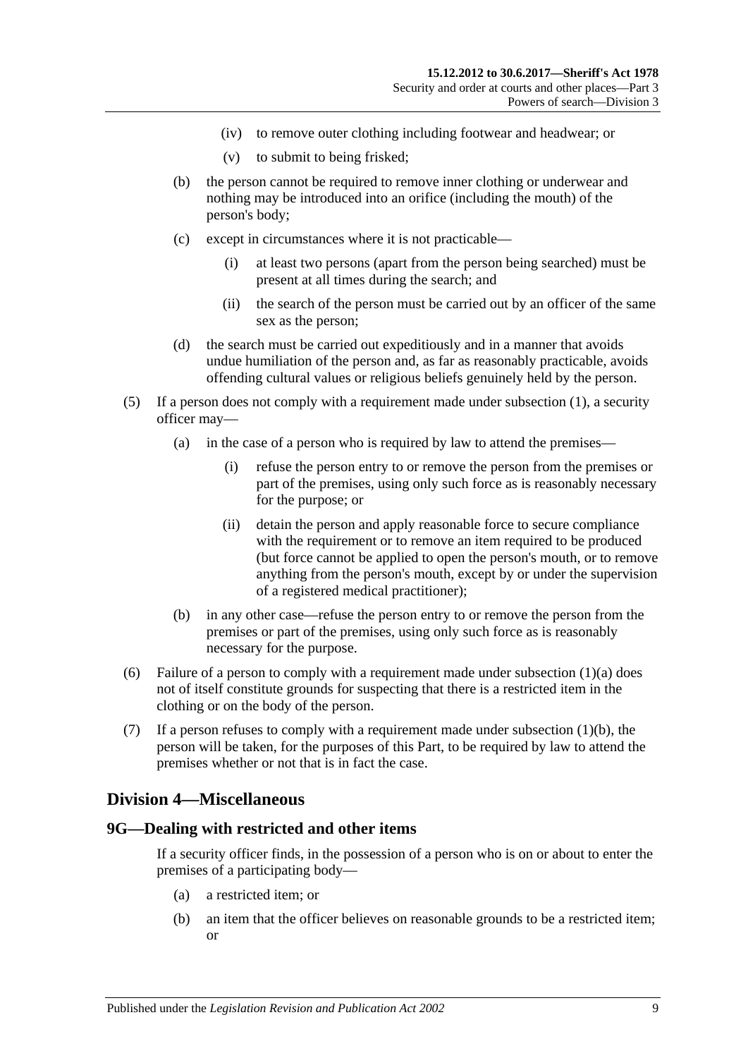(iv) to remove outer clothing including footwear and headwear; or

(v) to submit to being frisked;

(b) the person cannot be required to remove inner clothing or underwear and nothing may be introduced into an orifice (including the mouth) of the person's body;

(c) except in circumstances where it is not practicable—

(i) at least two persons (apart from the person being searched) must be present at all times during the search; and

(ii) the search of the person must be carried out by an officer of the same sex as the person;

(d) the search must be carried out expeditiously and in a manner that avoids undue humiliation of the person and, as far as reasonably practicable, avoids offending cultural values or religious beliefs genuinely held by the person.

(5) If a person does not comply with a requirement made under subsection (1), a security officer may—

(a) in the case of a person who is required by law to attend the premises—

(i) refuse the person entry to or remove the person from the premises or part of the premises, using only such force as is reasonably necessary for the purpose; or

(ii) detain the person and apply reasonable force to secure compliance with the requirement or to remove an item required to be produced (but force cannot be applied to open the person's mouth, or to remove anything from the person's mouth, except by or under the supervision of a registered medical practitioner);

(b) in any other case—refuse the person entry to or remove the person from the premises or part of the premises, using only such force as is reasonably necessary for the purpose.

(6) Failure of a person to comply with a requirement made under subsection (1)(a) does not of itself constitute grounds for suspecting that there is a restricted item in the clothing or on the body of the person.

(7) If a person refuses to comply with a requirement made under subsection (1)(b), the person will be taken, for the purposes of this Part, to be required by law to attend the premises whether or not that is in fact the case.

## Division 4—Miscellaneous

### 9G—Dealing with restricted and other items

If a security officer finds, in the possession of a person who is on or about to enter the premises of a participating body—

(a) a restricted item; or

(b) an item that the officer believes on reasonable grounds to be a restricted item; or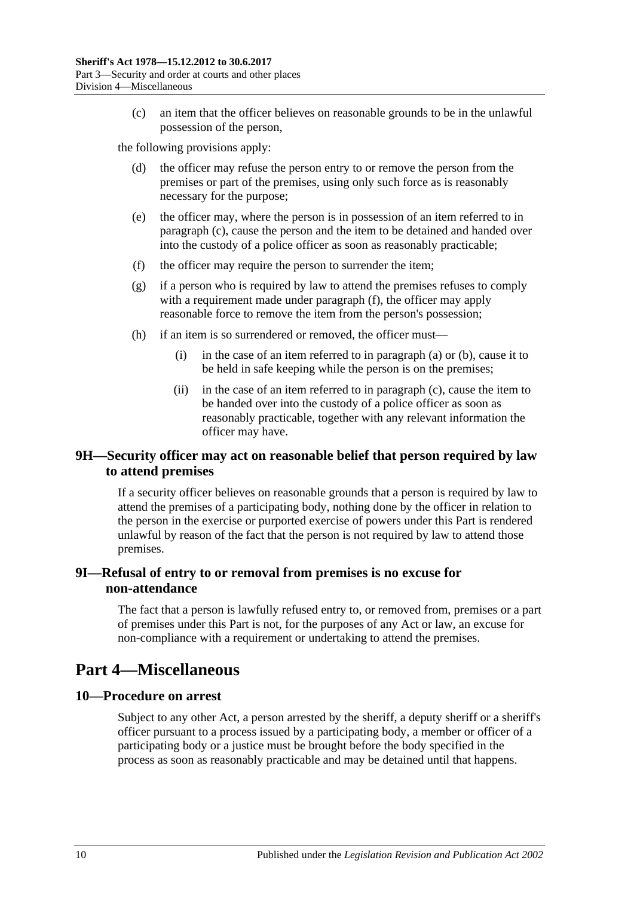(c) an item that the officer believes on reasonable grounds to be in the unlawful possession of the person,

the following provisions apply:

(d) the officer may refuse the person entry to or remove the person from the premises or part of the premises, using only such force as is reasonably necessary for the purpose;

(e) the officer may, where the person is in possession of an item referred to in paragraph (c), cause the person and the item to be detained and handed over into the custody of a police officer as soon as reasonably practicable;

(f) the officer may require the person to surrender the item;

(g) if a person who is required by law to attend the premises refuses to comply with a requirement made under paragraph (f), the officer may apply reasonable force to remove the item from the person's possession;

(h) if an item is so surrendered or removed, the officer must—

(i) in the case of an item referred to in paragraph (a) or (b), cause it to be held in safe keeping while the person is on the premises;

(ii) in the case of an item referred to in paragraph (c), cause the item to be handed over into the custody of a police officer as soon as reasonably practicable, together with any relevant information the officer may have.

### 9H—Security officer may act on reasonable belief that person required by law to attend premises

If a security officer believes on reasonable grounds that a person is required by law to attend the premises of a participating body, nothing done by the officer in relation to the person in the exercise or purported exercise of powers under this Part is rendered unlawful by reason of the fact that the person is not required by law to attend those premises.

### 9I—Refusal of entry to or removal from premises is no excuse for non-attendance

The fact that a person is lawfully refused entry to, or removed from, premises or a part of premises under this Part is not, for the purposes of any Act or law, an excuse for non-compliance with a requirement or undertaking to attend the premises.

## Part 4—Miscellaneous

### 10—Procedure on arrest

Subject to any other Act, a person arrested by the sheriff, a deputy sheriff or a sheriff's officer pursuant to a process issued by a participating body, a member or officer of a participating body or a justice must be brought before the body specified in the process as soon as reasonably practicable and may be detained until that happens.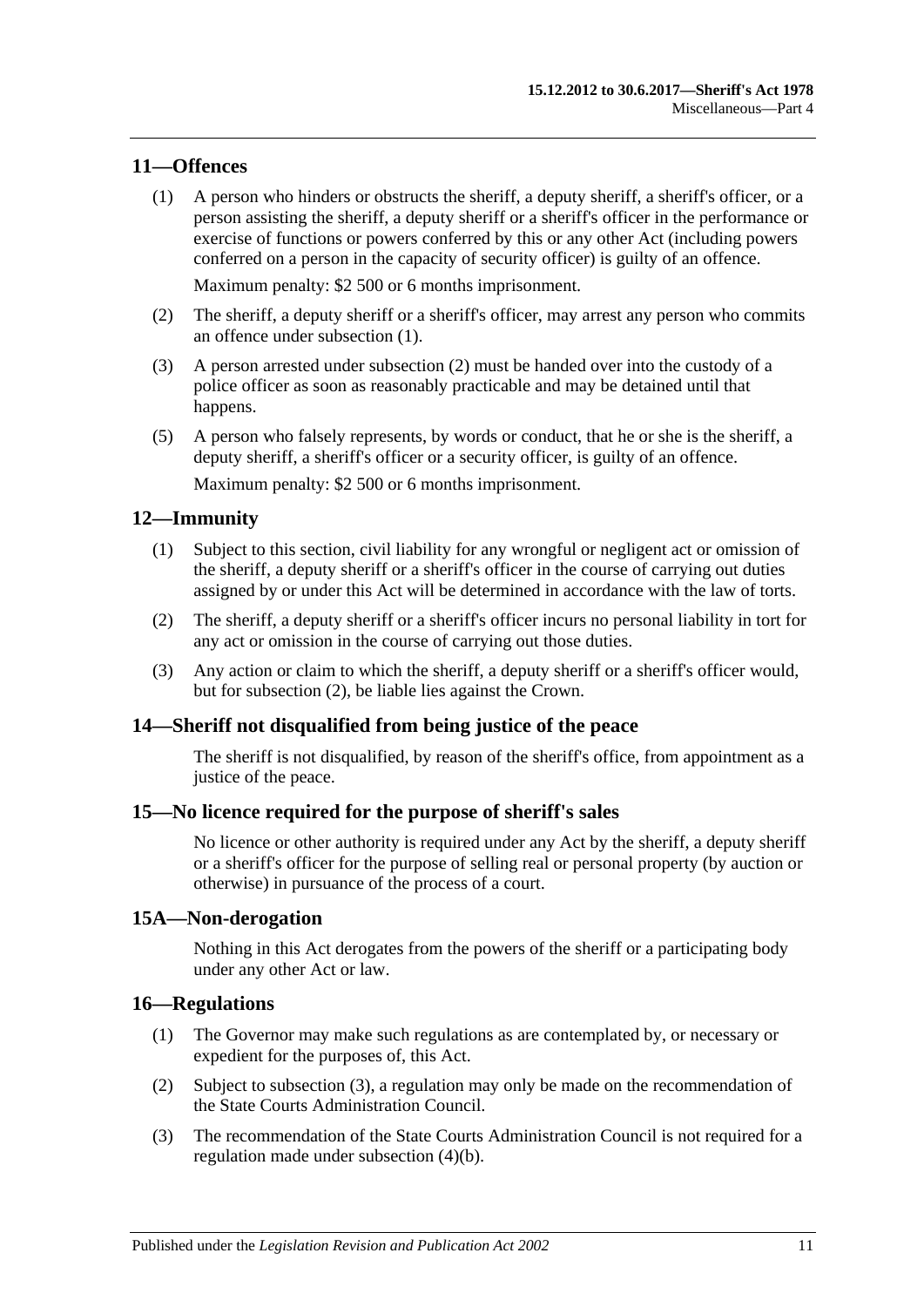## 11—Offences

(1) A person who hinders or obstructs the sheriff, a deputy sheriff, a sheriff's officer, or a person assisting the sheriff, a deputy sheriff or a sheriff's officer in the performance or exercise of functions or powers conferred by this or any other Act (including powers conferred on a person in the capacity of security officer) is guilty of an offence.

Maximum penalty: $2 500 or 6 months imprisonment.

(2) The sheriff, a deputy sheriff or a sheriff's officer, may arrest any person who commits an offence under subsection (1).

(3) A person arrested under subsection (2) must be handed over into the custody of a police officer as soon as reasonably practicable and may be detained until that happens.

(5) A person who falsely represents, by words or conduct, that he or she is the sheriff, a deputy sheriff, a sheriff's officer or a security officer, is guilty of an offence.

Maximum penalty: $2 500 or 6 months imprisonment.

## 12—Immunity

(1) Subject to this section, civil liability for any wrongful or negligent act or omission of the sheriff, a deputy sheriff or a sheriff's officer in the course of carrying out duties assigned by or under this Act will be determined in accordance with the law of torts.

(2) The sheriff, a deputy sheriff or a sheriff's officer incurs no personal liability in tort for any act or omission in the course of carrying out those duties.

(3) Any action or claim to which the sheriff, a deputy sheriff or a sheriff's officer would, but for subsection (2), be liable lies against the Crown.

## 14—Sheriff not disqualified from being justice of the peace

The sheriff is not disqualified, by reason of the sheriff's office, from appointment as a justice of the peace.

## 15—No licence required for the purpose of sheriff's sales

No licence or other authority is required under any Act by the sheriff, a deputy sheriff or a sheriff's officer for the purpose of selling real or personal property (by auction or otherwise) in pursuance of the process of a court.

## 15A—Non-derogation

Nothing in this Act derogates from the powers of the sheriff or a participating body under any other Act or law.

## 16—Regulations

(1) The Governor may make such regulations as are contemplated by, or necessary or expedient for the purposes of, this Act.

(2) Subject to subsection (3), a regulation may only be made on the recommendation of the State Courts Administration Council.

(3) The recommendation of the State Courts Administration Council is not required for a regulation made under subsection (4)(b).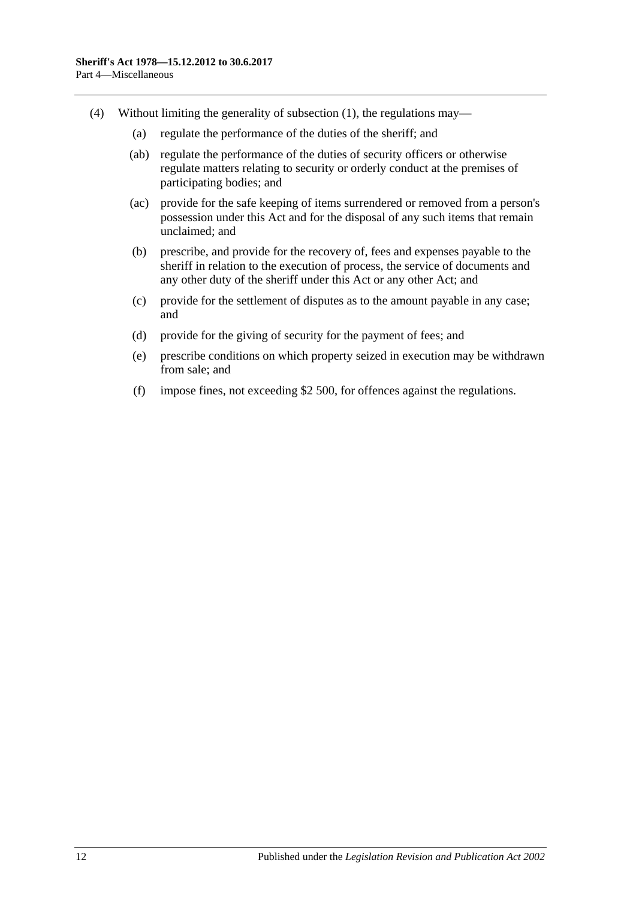(4) Without limiting the generality of subsection (1), the regulations may—

- (a) regulate the performance of the duties of the sheriff; and
- (ab) regulate the performance of the duties of security officers or otherwise regulate matters relating to security or orderly conduct at the premises of participating bodies; and
- (ac) provide for the safe keeping of items surrendered or removed from a person's possession under this Act and for the disposal of any such items that remain unclaimed; and
- (b) prescribe, and provide for the recovery of, fees and expenses payable to the sheriff in relation to the execution of process, the service of documents and any other duty of the sheriff under this Act or any other Act; and
- (c) provide for the settlement of disputes as to the amount payable in any case; and
- (d) provide for the giving of security for the payment of fees; and
- (e) prescribe conditions on which property seized in execution may be withdrawn from sale; and
- (f) impose fines, not exceeding $2 500, for offences against the regulations.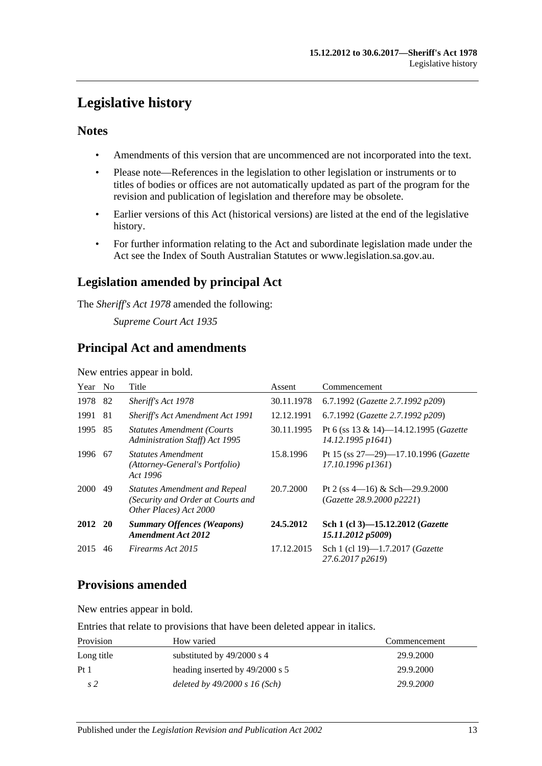# Legislative history

## Notes

- Amendments of this version that are uncommenced are not incorporated into the text.
- Please note—References in the legislation to other legislation or instruments or to titles of bodies or offices are not automatically updated as part of the program for the revision and publication of legislation and therefore may be obsolete.
- Earlier versions of this Act (historical versions) are listed at the end of the legislative history.
- For further information relating to the Act and subordinate legislation made under the Act see the Index of South Australian Statutes or www.legislation.sa.gov.au.

## Legislation amended by principal Act

The *Sheriff's Act 1978* amended the following:

*Supreme Court Act 1935*

## Principal Act and amendments

New entries appear in bold.

| Year | No | Title | Assent | Commencement |
|---|---|---|---|---|
| 1978 | 82 | *Sheriff's Act 1978* | 30.11.1978 | 6.7.1992 (*Gazette 2.7.1992 p209*) |
| 1991 | 81 | *Sheriff's Act Amendment Act 1991* | 12.12.1991 | 6.7.1992 (*Gazette 2.7.1992 p209*) |
| 1995 | 85 | *Statutes Amendment (Courts Administration Staff) Act 1995* | 30.11.1995 | Pt 6 (ss 13 & 14)—14.12.1995 (*Gazette 14.12.1995 p1641*) |
| 1996 | 67 | *Statutes Amendment (Attorney-General's Portfolio) Act 1996* | 15.8.1996 | Pt 15 (ss 27—29)—17.10.1996 (*Gazette 17.10.1996 p1361*) |
| 2000 | 49 | *Statutes Amendment and Repeal (Security and Order at Courts and Other Places) Act 2000* | 20.7.2000 | Pt 2 (ss 4—16) & Sch—29.9.2000 (*Gazette 28.9.2000 p2221*) |
| **2012** | **20** | ***Summary Offences (Weapons) Amendment Act 2012*** | **24.5.2012** | **Sch 1 (cl 3)—15.12.2012 (*Gazette 15.11.2012 p5009*)** |
| 2015 | 46 | *Firearms Act 2015* | 17.12.2015 | Sch 1 (cl 19)—1.7.2017 (*Gazette 27.6.2017 p2619*) |

## Provisions amended

New entries appear in bold.

Entries that relate to provisions that have been deleted appear in italics.

| Provision | How varied | Commencement |
|---|---|---|
| Long title | substituted by 49/2000 s 4 | 29.9.2000 |
| Pt 1 | heading inserted by 49/2000 s 5 | 29.9.2000 |
| *s 2* | *deleted by 49/2000 s 16 (Sch)* | *29.9.2000* |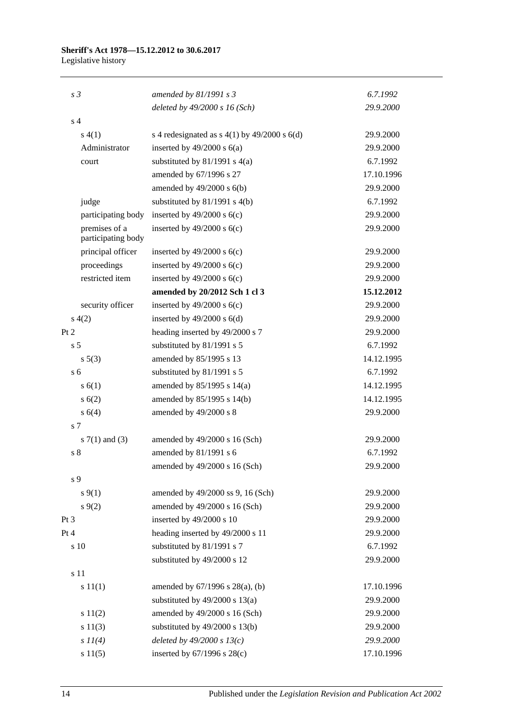| | | |
|---|---|---|
| *s 3* | *amended by 81/1991 s 3* | *6.7.1992* |
| | *deleted by 49/2000 s 16 (Sch)* | *29.9.2000* |
| s 4 | | |
| s 4(1) | s 4 redesignated as s 4(1) by 49/2000 s 6(d) | 29.9.2000 |
| Administrator | inserted by 49/2000 s 6(a) | 29.9.2000 |
| court | substituted by 81/1991 s 4(a) | 6.7.1992 |
| | amended by 67/1996 s 27 | 17.10.1996 |
| | amended by 49/2000 s 6(b) | 29.9.2000 |
| judge | substituted by 81/1991 s 4(b) | 6.7.1992 |
| participating body | inserted by 49/2000 s 6(c) | 29.9.2000 |
| premises of a participating body | inserted by 49/2000 s 6(c) | 29.9.2000 |
| principal officer | inserted by 49/2000 s 6(c) | 29.9.2000 |
| proceedings | inserted by 49/2000 s 6(c) | 29.9.2000 |
| restricted item | inserted by 49/2000 s 6(c) | 29.9.2000 |
| | **amended by 20/2012 Sch 1 cl 3** | **15.12.2012** |
| security officer | inserted by 49/2000 s 6(c) | 29.9.2000 |
| s 4(2) | inserted by 49/2000 s 6(d) | 29.9.2000 |
| Pt 2 | heading inserted by 49/2000 s 7 | 29.9.2000 |
| s 5 | substituted by 81/1991 s 5 | 6.7.1992 |
| s 5(3) | amended by 85/1995 s 13 | 14.12.1995 |
| s 6 | substituted by 81/1991 s 5 | 6.7.1992 |
| s 6(1) | amended by 85/1995 s 14(a) | 14.12.1995 |
| s 6(2) | amended by 85/1995 s 14(b) | 14.12.1995 |
| s 6(4) | amended by 49/2000 s 8 | 29.9.2000 |
| s 7 | | |
| s 7(1) and (3) | amended by 49/2000 s 16 (Sch) | 29.9.2000 |
| s 8 | amended by 81/1991 s 6 | 6.7.1992 |
| | amended by 49/2000 s 16 (Sch) | 29.9.2000 |
| s 9 | | |
| s 9(1) | amended by 49/2000 ss 9, 16 (Sch) | 29.9.2000 |
| s 9(2) | amended by 49/2000 s 16 (Sch) | 29.9.2000 |
| Pt 3 | inserted by 49/2000 s 10 | 29.9.2000 |
| Pt 4 | heading inserted by 49/2000 s 11 | 29.9.2000 |
| s 10 | substituted by 81/1991 s 7 | 6.7.1992 |
| | substituted by 49/2000 s 12 | 29.9.2000 |
| s 11 | | |
| s 11(1) | amended by 67/1996 s 28(a), (b) | 17.10.1996 |
| | substituted by 49/2000 s 13(a) | 29.9.2000 |
| s 11(2) | amended by 49/2000 s 16 (Sch) | 29.9.2000 |
| s 11(3) | substituted by 49/2000 s 13(b) | 29.9.2000 |
| *s 11(4)* | *deleted by 49/2000 s 13(c)* | *29.9.2000* |
| s 11(5) | inserted by 67/1996 s 28(c) | 17.10.1996 |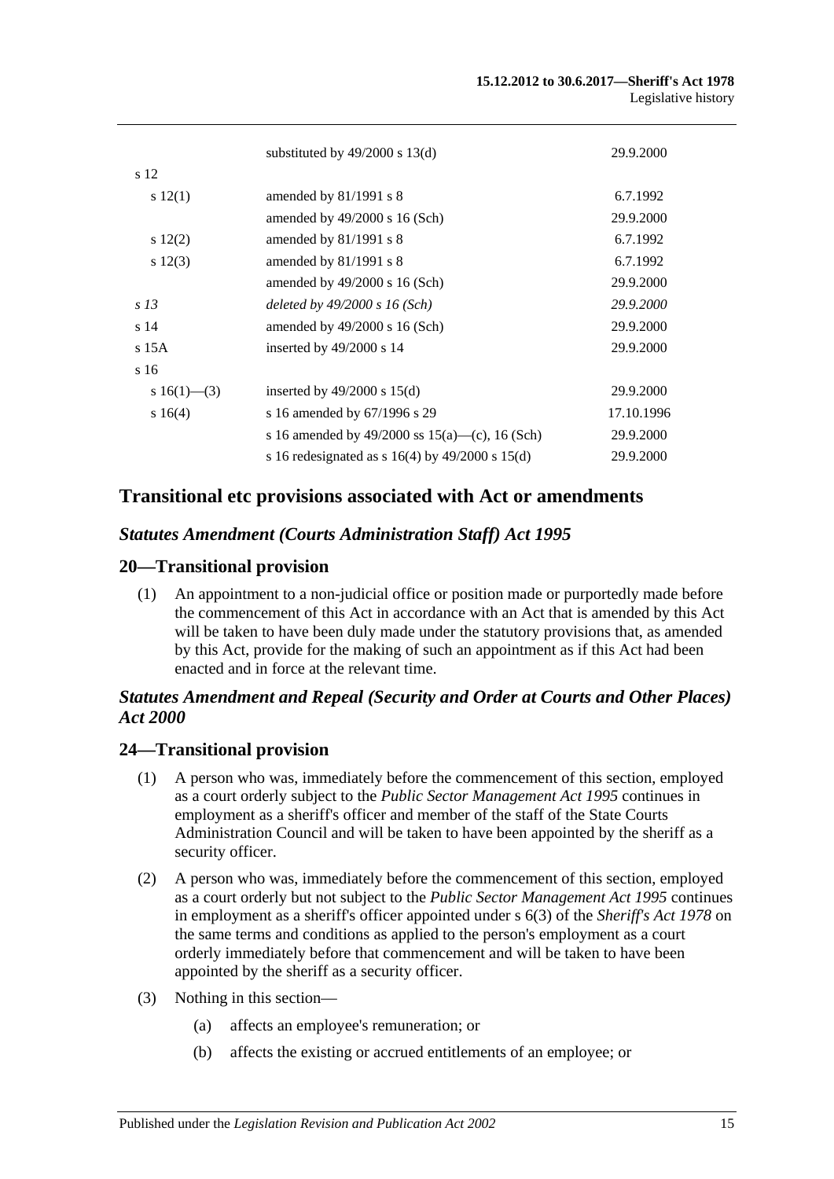| | | |
|---|---|---|
| | substituted by 49/2000 s 13(d) | 29.9.2000 |
| s 12 | | |
| s 12(1) | amended by 81/1991 s 8 | 6.7.1992 |
| | amended by 49/2000 s 16 (Sch) | 29.9.2000 |
| s 12(2) | amended by 81/1991 s 8 | 6.7.1992 |
| s 12(3) | amended by 81/1991 s 8 | 6.7.1992 |
| | amended by 49/2000 s 16 (Sch) | 29.9.2000 |
| *s 13* | *deleted by 49/2000 s 16 (Sch)* | *29.9.2000* |
| s 14 | amended by 49/2000 s 16 (Sch) | 29.9.2000 |
| s 15A | inserted by 49/2000 s 14 | 29.9.2000 |
| s 16 | | |
| s 16(1)—(3) | inserted by 49/2000 s 15(d) | 29.9.2000 |
| s 16(4) | s 16 amended by 67/1996 s 29 | 17.10.1996 |
| | s 16 amended by 49/2000 ss 15(a)—(c), 16 (Sch) | 29.9.2000 |
| | s 16 redesignated as s 16(4) by 49/2000 s 15(d) | 29.9.2000 |

## Transitional etc provisions associated with Act or amendments

### *Statutes Amendment (Courts Administration Staff) Act 1995*

### 20—Transitional provision

(1) An appointment to a non-judicial office or position made or purportedly made before the commencement of this Act in accordance with an Act that is amended by this Act will be taken to have been duly made under the statutory provisions that, as amended by this Act, provide for the making of such an appointment as if this Act had been enacted and in force at the relevant time.

### *Statutes Amendment and Repeal (Security and Order at Courts and Other Places) Act 2000*

### 24—Transitional provision

(1) A person who was, immediately before the commencement of this section, employed as a court orderly subject to the *Public Sector Management Act 1995* continues in employment as a sheriff's officer and member of the staff of the State Courts Administration Council and will be taken to have been appointed by the sheriff as a security officer.

(2) A person who was, immediately before the commencement of this section, employed as a court orderly but not subject to the *Public Sector Management Act 1995* continues in employment as a sheriff's officer appointed under s 6(3) of the *Sheriff's Act 1978* on the same terms and conditions as applied to the person's employment as a court orderly immediately before that commencement and will be taken to have been appointed by the sheriff as a security officer.

(3) Nothing in this section—

  (a) affects an employee's remuneration; or

  (b) affects the existing or accrued entitlements of an employee; or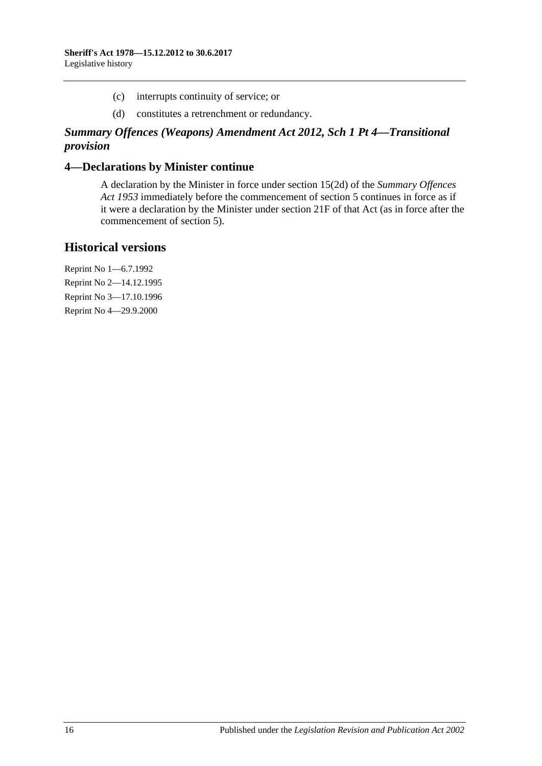(c) interrupts continuity of service; or

(d) constitutes a retrenchment or redundancy.

### *Summary Offences (Weapons) Amendment Act 2012, Sch 1 Pt 4—Transitional provision*

### 4—Declarations by Minister continue

A declaration by the Minister in force under section 15(2d) of the *Summary Offences Act 1953* immediately before the commencement of section 5 continues in force as if it were a declaration by the Minister under section 21F of that Act (as in force after the commencement of section 5).

## Historical versions

Reprint No 1—6.7.1992

Reprint No 2—14.12.1995

Reprint No 3—17.10.1996

Reprint No 4—29.9.2000